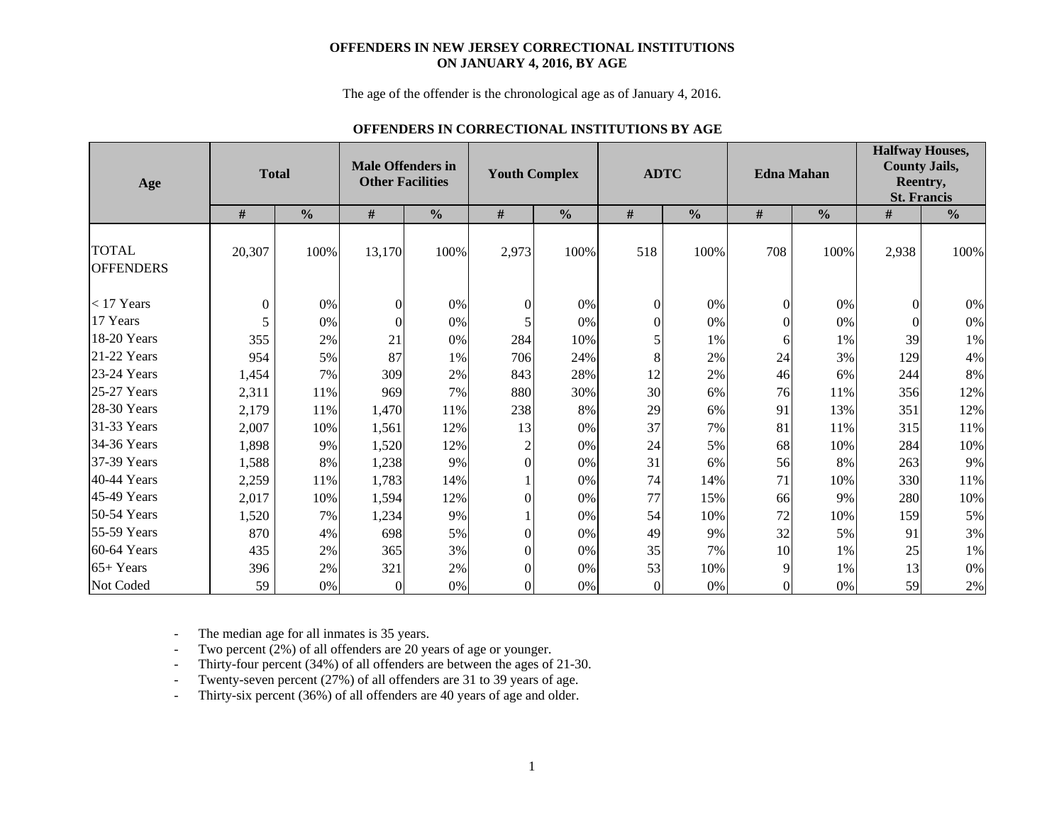**OFFENDERS IN NEW JERSEY CORRECTIONAL INSTITUTIONS**
**ON JANUARY 4, 2016, BY AGE**

The age of the offender is the chronological age as of January 4, 2016.

**OFFENDERS IN CORRECTIONAL INSTITUTIONS BY AGE**

| Age | Total | | Male Offenders in Other Facilities | | Youth Complex | | ADTC | | Edna Mahan | | Halfway Houses, County Jails, Reentry, St. Francis | |
|---|---|---|---|---|---|---|---|---|---|---|---|---|
| | # | % | # | % | # | % | # | % | # | % | # | % |
| TOTAL OFFENDERS | 20,307 | 100% | 13,170 | 100% | 2,973 | 100% | 518 | 100% | 708 | 100% | 2,938 | 100% |
| < 17 Years | 0 | 0% | 0 | 0% | 0 | 0% | 0 | 0% | 0 | 0% | 0 | 0% |
| 17 Years | 5 | 0% | 0 | 0% | 5 | 0% | 0 | 0% | 0 | 0% | 0 | 0% |
| 18-20 Years | 355 | 2% | 21 | 0% | 284 | 10% | 5 | 1% | 6 | 1% | 39 | 1% |
| 21-22 Years | 954 | 5% | 87 | 1% | 706 | 24% | 8 | 2% | 24 | 3% | 129 | 4% |
| 23-24 Years | 1,454 | 7% | 309 | 2% | 843 | 28% | 12 | 2% | 46 | 6% | 244 | 8% |
| 25-27 Years | 2,311 | 11% | 969 | 7% | 880 | 30% | 30 | 6% | 76 | 11% | 356 | 12% |
| 28-30 Years | 2,179 | 11% | 1,470 | 11% | 238 | 8% | 29 | 6% | 91 | 13% | 351 | 12% |
| 31-33 Years | 2,007 | 10% | 1,561 | 12% | 13 | 0% | 37 | 7% | 81 | 11% | 315 | 11% |
| 34-36 Years | 1,898 | 9% | 1,520 | 12% | 2 | 0% | 24 | 5% | 68 | 10% | 284 | 10% |
| 37-39 Years | 1,588 | 8% | 1,238 | 9% | 0 | 0% | 31 | 6% | 56 | 8% | 263 | 9% |
| 40-44 Years | 2,259 | 11% | 1,783 | 14% | 1 | 0% | 74 | 14% | 71 | 10% | 330 | 11% |
| 45-49 Years | 2,017 | 10% | 1,594 | 12% | 0 | 0% | 77 | 15% | 66 | 9% | 280 | 10% |
| 50-54 Years | 1,520 | 7% | 1,234 | 9% | 1 | 0% | 54 | 10% | 72 | 10% | 159 | 5% |
| 55-59 Years | 870 | 4% | 698 | 5% | 0 | 0% | 49 | 9% | 32 | 5% | 91 | 3% |
| 60-64 Years | 435 | 2% | 365 | 3% | 0 | 0% | 35 | 7% | 10 | 1% | 25 | 1% |
| 65+ Years | 396 | 2% | 321 | 2% | 0 | 0% | 53 | 10% | 9 | 1% | 13 | 0% |
| Not Coded | 59 | 0% | 0 | 0% | 0 | 0% | 0 | 0% | 0 | 0% | 59 | 2% |

- The median age for all inmates is 35 years.
- Two percent (2%) of all offenders are 20 years of age or younger.
- Thirty-four percent (34%) of all offenders are between the ages of 21-30.
- Twenty-seven percent (27%) of all offenders are 31 to 39 years of age.
- Thirty-six percent (36%) of all offenders are 40 years of age and older.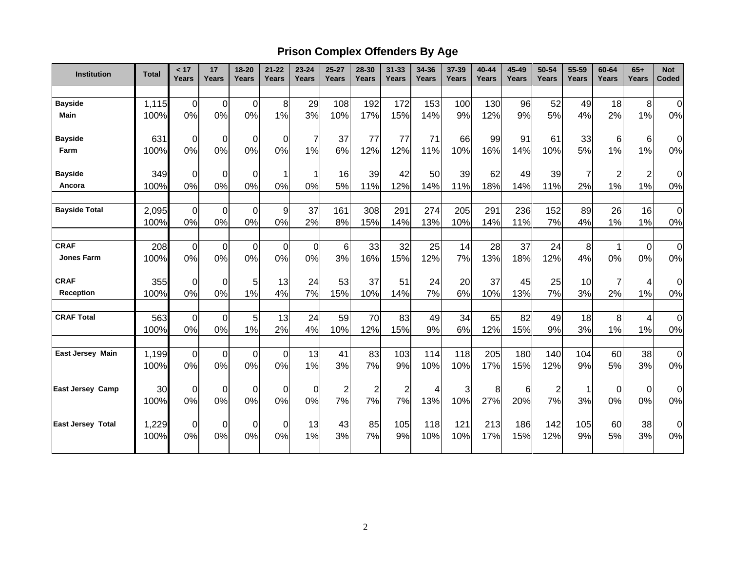## Prison Complex Offenders By Age

| Institution | Total | < 17 Years | 17 Years | 18-20 Years | 21-22 Years | 23-24 Years | 25-27 Years | 28-30 Years | 31-33 Years | 34-36 Years | 37-39 Years | 40-44 Years | 45-49 Years | 50-54 Years | 55-59 Years | 60-64 Years | 65+ Years | Not Coded |
|---|---|---|---|---|---|---|---|---|---|---|---|---|---|---|---|---|---|---|
| **Bayside Main** | 1,115 | 0 | 0 | 0 | 8 | 29 | 108 | 192 | 172 | 153 | 100 | 130 | 96 | 52 | 49 | 18 | 8 | 0 |
| | 100% | 0% | 0% | 0% | 1% | 3% | 10% | 17% | 15% | 14% | 9% | 12% | 9% | 5% | 4% | 2% | 1% | 0% |
| **Bayside Farm** | 631 | 0 | 0 | 0 | 0 | 7 | 37 | 77 | 77 | 71 | 66 | 99 | 91 | 61 | 33 | 6 | 6 | 0 |
| | 100% | 0% | 0% | 0% | 0% | 1% | 6% | 12% | 12% | 11% | 10% | 16% | 14% | 10% | 5% | 1% | 1% | 0% |
| **Bayside Ancora** | 349 | 0 | 0 | 0 | 1 | 1 | 16 | 39 | 42 | 50 | 39 | 62 | 49 | 39 | 7 | 2 | 2 | 0 |
| | 100% | 0% | 0% | 0% | 0% | 0% | 5% | 11% | 12% | 14% | 11% | 18% | 14% | 11% | 2% | 1% | 1% | 0% |
| **Bayside Total** | 2,095 | 0 | 0 | 0 | 9 | 37 | 161 | 308 | 291 | 274 | 205 | 291 | 236 | 152 | 89 | 26 | 16 | 0 |
| | 100% | 0% | 0% | 0% | 0% | 2% | 8% | 15% | 14% | 13% | 10% | 14% | 11% | 7% | 4% | 1% | 1% | 0% |
| **CRAF Jones Farm** | 208 | 0 | 0 | 0 | 0 | 0 | 6 | 33 | 32 | 25 | 14 | 28 | 37 | 24 | 8 | 1 | 0 | 0 |
| | 100% | 0% | 0% | 0% | 0% | 0% | 3% | 16% | 15% | 12% | 7% | 13% | 18% | 12% | 4% | 0% | 0% | 0% |
| **CRAF Reception** | 355 | 0 | 0 | 5 | 13 | 24 | 53 | 37 | 51 | 24 | 20 | 37 | 45 | 25 | 10 | 7 | 4 | 0 |
| | 100% | 0% | 0% | 1% | 4% | 7% | 15% | 10% | 14% | 7% | 6% | 10% | 13% | 7% | 3% | 2% | 1% | 0% |
| **CRAF Total** | 563 | 0 | 0 | 5 | 13 | 24 | 59 | 70 | 83 | 49 | 34 | 65 | 82 | 49 | 18 | 8 | 4 | 0 |
| | 100% | 0% | 0% | 1% | 2% | 4% | 10% | 12% | 15% | 9% | 6% | 12% | 15% | 9% | 3% | 1% | 1% | 0% |
| **East Jersey Main** | 1,199 | 0 | 0 | 0 | 0 | 13 | 41 | 83 | 103 | 114 | 118 | 205 | 180 | 140 | 104 | 60 | 38 | 0 |
| | 100% | 0% | 0% | 0% | 0% | 1% | 3% | 7% | 9% | 10% | 10% | 17% | 15% | 12% | 9% | 5% | 3% | 0% |
| **East Jersey Camp** | 30 | 0 | 0 | 0 | 0 | 0 | 2 | 2 | 2 | 4 | 3 | 8 | 6 | 2 | 1 | 0 | 0 | 0 |
| | 100% | 0% | 0% | 0% | 0% | 0% | 7% | 7% | 7% | 13% | 10% | 27% | 20% | 7% | 3% | 0% | 0% | 0% |
| **East Jersey Total** | 1,229 | 0 | 0 | 0 | 0 | 13 | 43 | 85 | 105 | 118 | 121 | 213 | 186 | 142 | 105 | 60 | 38 | 0 |
| | 100% | 0% | 0% | 0% | 0% | 1% | 3% | 7% | 9% | 10% | 10% | 17% | 15% | 12% | 9% | 5% | 3% | 0% |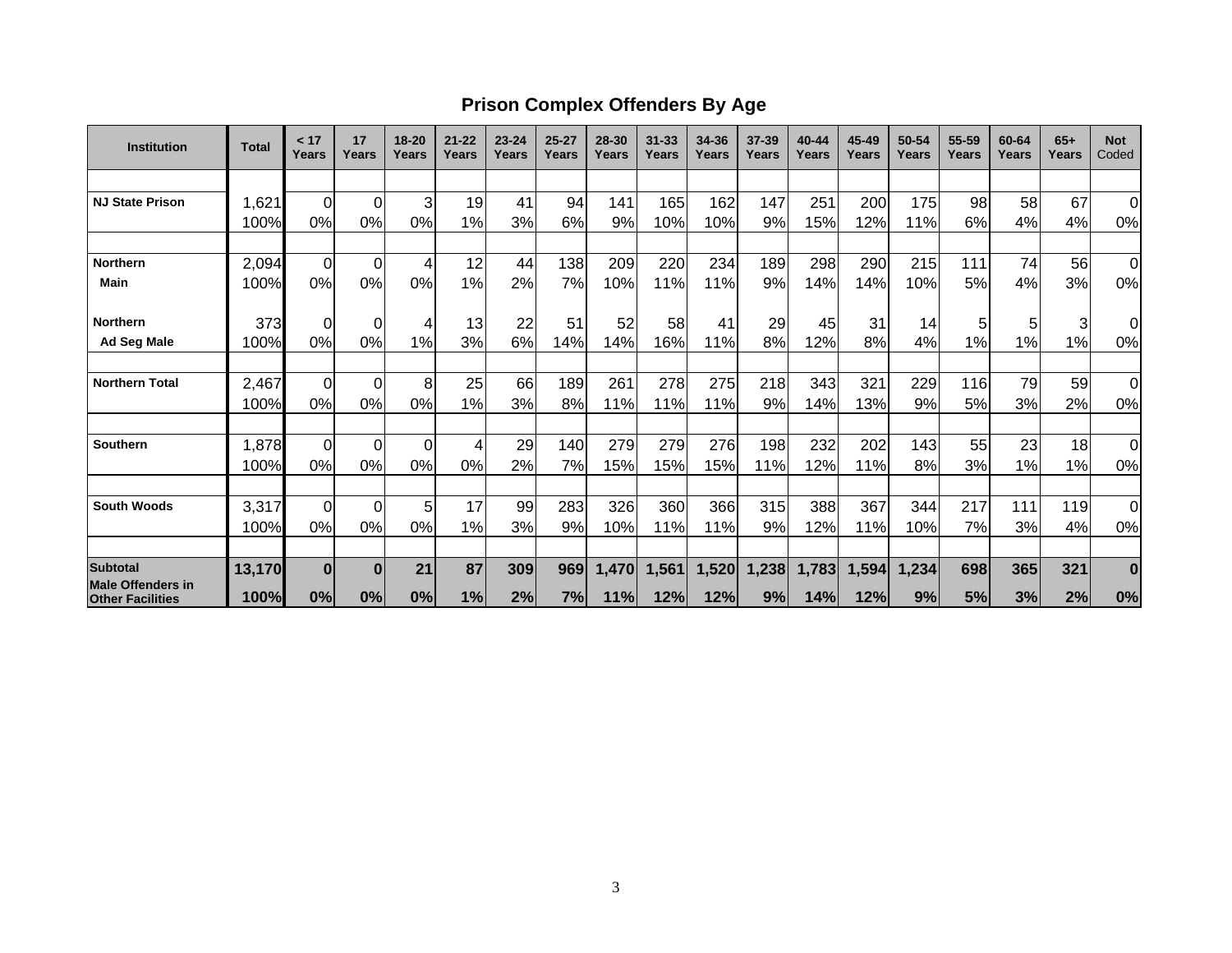## Prison Complex Offenders By Age

| Institution | Total | < 17 Years | 17 Years | 18-20 Years | 21-22 Years | 23-24 Years | 25-27 Years | 28-30 Years | 31-33 Years | 34-36 Years | 37-39 Years | 40-44 Years | 45-49 Years | 50-54 Years | 55-59 Years | 60-64 Years | 65+ Years | Not Coded |
|---|---|---|---|---|---|---|---|---|---|---|---|---|---|---|---|---|---|---|
| **NJ State Prison** | 1,621 | 0 | 0 | 3 | 19 | 41 | 94 | 141 | 165 | 162 | 147 | 251 | 200 | 175 | 98 | 58 | 67 | 0 |
| | 100% | 0% | 0% | 0% | 1% | 3% | 6% | 9% | 10% | 10% | 9% | 15% | 12% | 11% | 6% | 4% | 4% | 0% |
| **Northern Main** | 2,094 | 0 | 0 | 4 | 12 | 44 | 138 | 209 | 220 | 234 | 189 | 298 | 290 | 215 | 111 | 74 | 56 | 0 |
| | 100% | 0% | 0% | 0% | 1% | 2% | 7% | 10% | 11% | 11% | 9% | 14% | 14% | 10% | 5% | 4% | 3% | 0% |
| **Northern Ad Seg Male** | 373 | 0 | 0 | 4 | 13 | 22 | 51 | 52 | 58 | 41 | 29 | 45 | 31 | 14 | 5 | 5 | 3 | 0 |
| | 100% | 0% | 0% | 1% | 3% | 6% | 14% | 14% | 16% | 11% | 8% | 12% | 8% | 4% | 1% | 1% | 1% | 0% |
| **Northern Total** | 2,467 | 0 | 0 | 8 | 25 | 66 | 189 | 261 | 278 | 275 | 218 | 343 | 321 | 229 | 116 | 79 | 59 | 0 |
| | 100% | 0% | 0% | 0% | 1% | 3% | 8% | 11% | 11% | 11% | 9% | 14% | 13% | 9% | 5% | 3% | 2% | 0% |
| **Southern** | 1,878 | 0 | 0 | 0 | 4 | 29 | 140 | 279 | 279 | 276 | 198 | 232 | 202 | 143 | 55 | 23 | 18 | 0 |
| | 100% | 0% | 0% | 0% | 0% | 2% | 7% | 15% | 15% | 15% | 11% | 12% | 11% | 8% | 3% | 1% | 1% | 0% |
| **South Woods** | 3,317 | 0 | 0 | 5 | 17 | 99 | 283 | 326 | 360 | 366 | 315 | 388 | 367 | 344 | 217 | 111 | 119 | 0 |
| | 100% | 0% | 0% | 0% | 1% | 3% | 9% | 10% | 11% | 11% | 9% | 12% | 11% | 10% | 7% | 3% | 4% | 0% |
| **Subtotal Male Offenders in Other Facilities** | **13,170** | **0** | **0** | **21** | **87** | **309** | **969** | **1,470** | **1,561** | **1,520** | **1,238** | **1,783** | **1,594** | **1,234** | **698** | **365** | **321** | **0** |
| | **100%** | **0%** | **0%** | **0%** | **1%** | **2%** | **7%** | **11%** | **12%** | **12%** | **9%** | **14%** | **12%** | **9%** | **5%** | **3%** | **2%** | **0%** |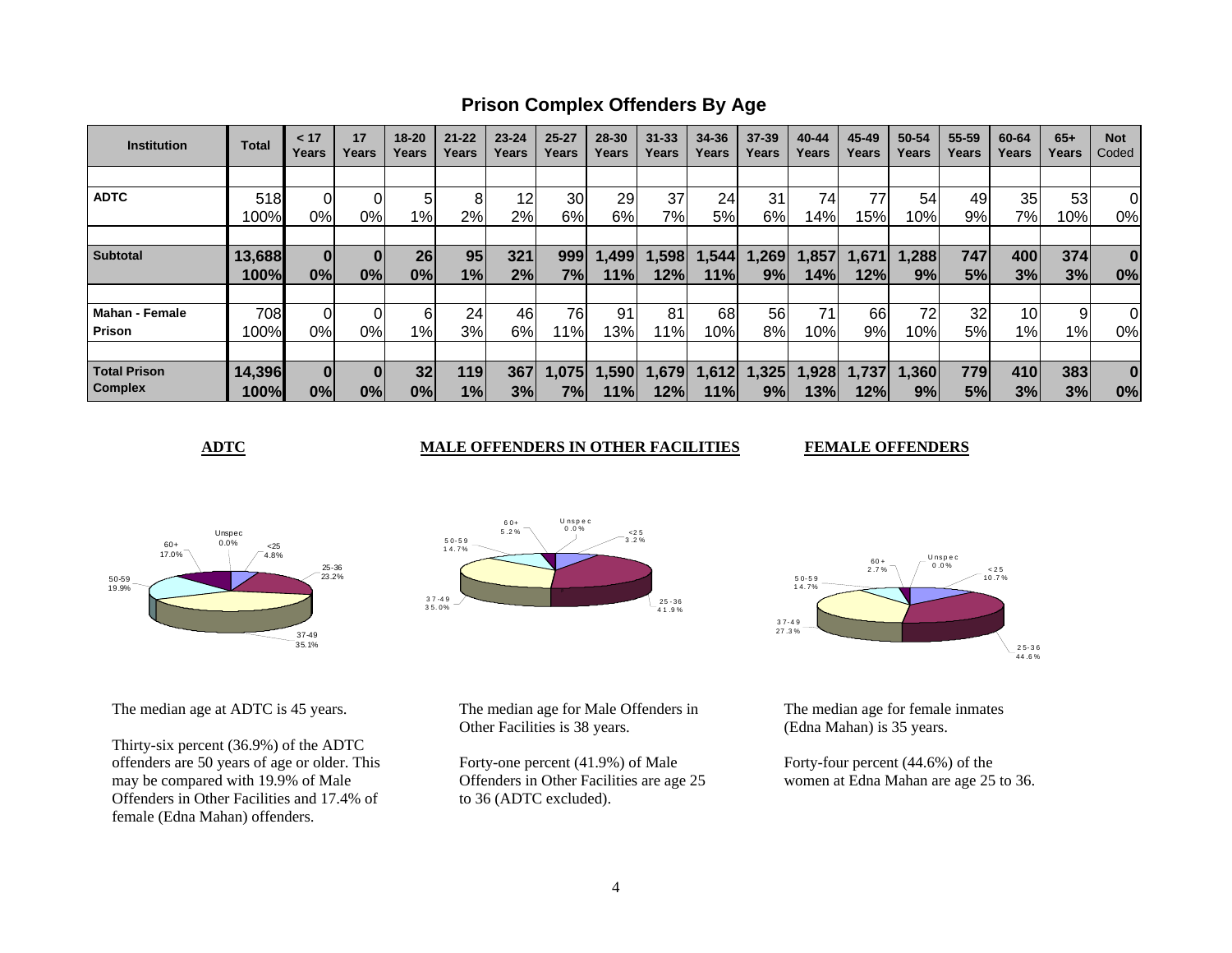## Prison Complex Offenders By Age

| Institution | Total | < 17 Years | 17 Years | 18-20 Years | 21-22 Years | 23-24 Years | 25-27 Years | 28-30 Years | 31-33 Years | 34-36 Years | 37-39 Years | 40-44 Years | 45-49 Years | 50-54 Years | 55-59 Years | 60-64 Years | 65+ Years | Not Coded |
|---|---|---|---|---|---|---|---|---|---|---|---|---|---|---|---|---|---|---|
| **ADTC** | 518 | 0 | 0 | 5 | 8 | 12 | 30 | 29 | 37 | 24 | 31 | 74 | 77 | 54 | 49 | 35 | 53 | 0 |
| | 100% | 0% | 0% | 1% | 2% | 2% | 6% | 6% | 7% | 5% | 6% | 14% | 15% | 10% | 9% | 7% | 10% | 0% |
| **Subtotal** | **13,688** | **0** | **0** | **26** | **95** | **321** | **999** | **1,499** | **1,598** | **1,544** | **1,269** | **1,857** | **1,671** | **1,288** | **747** | **400** | **374** | **0** |
| | **100%** | **0%** | **0%** | **0%** | **1%** | **2%** | **7%** | **11%** | **12%** | **11%** | **9%** | **14%** | **12%** | **9%** | **5%** | **3%** | **3%** | **0%** |
| **Mahan - Female Prison** | 708 | 0 | 0 | 6 | 24 | 46 | 76 | 91 | 81 | 68 | 56 | 71 | 66 | 72 | 32 | 10 | 9 | 0 |
| | 100% | 0% | 0% | 1% | 3% | 6% | 11% | 13% | 11% | 10% | 8% | 10% | 9% | 10% | 5% | 1% | 1% | 0% |
| **Total Prison Complex** | **14,396** | **0** | **0** | **32** | **119** | **367** | **1,075** | **1,590** | **1,679** | **1,612** | **1,325** | **1,928** | **1,737** | **1,360** | **779** | **410** | **383** | **0** |
| | **100%** | **0%** | **0%** | **0%** | **1%** | **3%** | **7%** | **11%** | **12%** | **11%** | **9%** | **13%** | **12%** | **9%** | **5%** | **3%** | **3%** | **0%** |

**ADTC**

| Age | Percent |
|---|---|
| <25 | 4.8% |
| 25-36 | 23.2% |
| 37-49 | 35.1% |
| 50-59 | 19.9% |
| 60+ | 17.0% |
| Unspec | 0.0% |

The median age at ADTC is 45 years.

Thirty-six percent (36.9%) of the ADTC offenders are 50 years of age or older. This may be compared with 19.9% of Male Offenders in Other Facilities and 17.4% of female (Edna Mahan) offenders.

**MALE OFFENDERS IN OTHER FACILITIES**

| Age | Percent |
|---|---|
| <25 | 3.2% |
| 25-36 | 41.9% |
| 37-49 | 35.0% |
| 50-59 | 14.7% |
| 60+ | 5.2% |
| Unspec | 0.0% |

The median age for Male Offenders in Other Facilities is 38 years.

Forty-one percent (41.9%) of Male Offenders in Other Facilities are age 25 to 36 (ADTC excluded).

**FEMALE OFFENDERS**

| Age | Percent |
|---|---|
| <25 | 10.7% |
| 25-36 | 44.6% |
| 37-49 | 27.3% |
| 50-59 | 14.7% |
| 60+ | 2.7% |
| Unspec | 0.0% |

The median age for female inmates (Edna Mahan) is 35 years.

Forty-four percent (44.6%) of the women at Edna Mahan are age 25 to 36.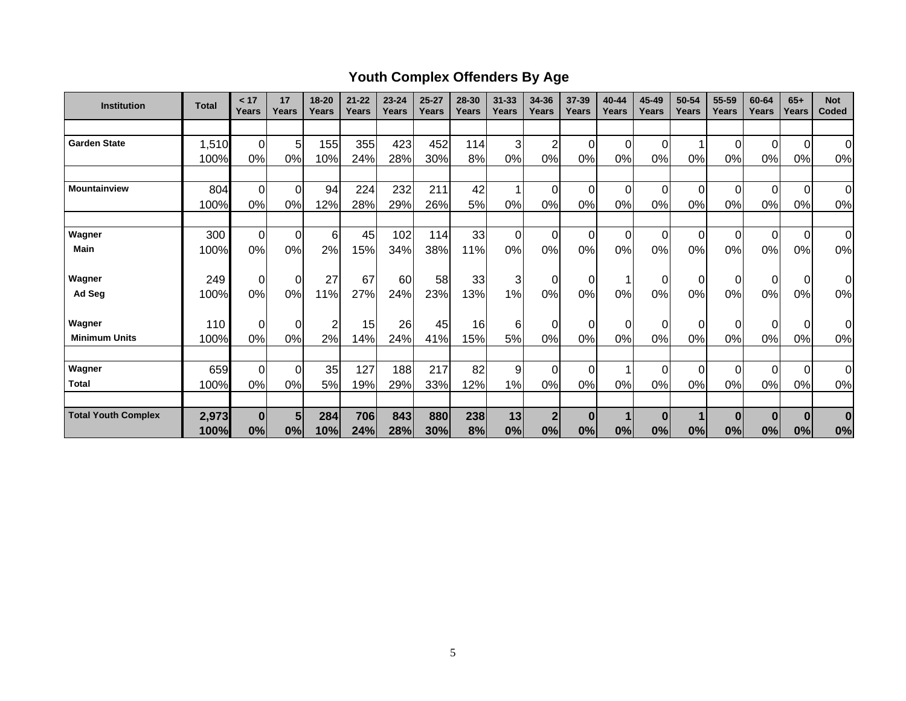## Youth Complex Offenders By Age

| Institution | Total | < 17 Years | 17 Years | 18-20 Years | 21-22 Years | 23-24 Years | 25-27 Years | 28-30 Years | 31-33 Years | 34-36 Years | 37-39 Years | 40-44 Years | 45-49 Years | 50-54 Years | 55-59 Years | 60-64 Years | 65+ Years | Not Coded |
|---|---|---|---|---|---|---|---|---|---|---|---|---|---|---|---|---|---|---|
| **Garden State** | 1,510 | 0 | 5 | 155 | 355 | 423 | 452 | 114 | 3 | 2 | 0 | 0 | 0 | 1 | 0 | 0 | 0 | 0 |
| | 100% | 0% | 0% | 10% | 24% | 28% | 30% | 8% | 0% | 0% | 0% | 0% | 0% | 0% | 0% | 0% | 0% | 0% |
| **Mountainview** | 804 | 0 | 0 | 94 | 224 | 232 | 211 | 42 | 1 | 0 | 0 | 0 | 0 | 0 | 0 | 0 | 0 | 0 |
| | 100% | 0% | 0% | 12% | 28% | 29% | 26% | 5% | 0% | 0% | 0% | 0% | 0% | 0% | 0% | 0% | 0% | 0% |
| **Wagner Main** | 300 | 0 | 0 | 6 | 45 | 102 | 114 | 33 | 0 | 0 | 0 | 0 | 0 | 0 | 0 | 0 | 0 | 0 |
| | 100% | 0% | 0% | 2% | 15% | 34% | 38% | 11% | 0% | 0% | 0% | 0% | 0% | 0% | 0% | 0% | 0% | 0% |
| **Wagner Ad Seg** | 249 | 0 | 0 | 27 | 67 | 60 | 58 | 33 | 3 | 0 | 0 | 1 | 0 | 0 | 0 | 0 | 0 | 0 |
| | 100% | 0% | 0% | 11% | 27% | 24% | 23% | 13% | 1% | 0% | 0% | 0% | 0% | 0% | 0% | 0% | 0% | 0% |
| **Wagner Minimum Units** | 110 | 0 | 0 | 2 | 15 | 26 | 45 | 16 | 6 | 0 | 0 | 0 | 0 | 0 | 0 | 0 | 0 | 0 |
| | 100% | 0% | 0% | 2% | 14% | 24% | 41% | 15% | 5% | 0% | 0% | 0% | 0% | 0% | 0% | 0% | 0% | 0% |
| **Wagner Total** | 659 | 0 | 0 | 35 | 127 | 188 | 217 | 82 | 9 | 0 | 0 | 1 | 0 | 0 | 0 | 0 | 0 | 0 |
| | 100% | 0% | 0% | 5% | 19% | 29% | 33% | 12% | 1% | 0% | 0% | 0% | 0% | 0% | 0% | 0% | 0% | 0% |
| **Total Youth Complex** | **2,973** | **0** | **5** | **284** | **706** | **843** | **880** | **238** | **13** | **2** | **0** | **1** | **0** | **1** | **0** | **0** | **0** | **0** |
| | **100%** | **0%** | **0%** | **10%** | **24%** | **28%** | **30%** | **8%** | **0%** | **0%** | **0%** | **0%** | **0%** | **0%** | **0%** | **0%** | **0%** | **0%** |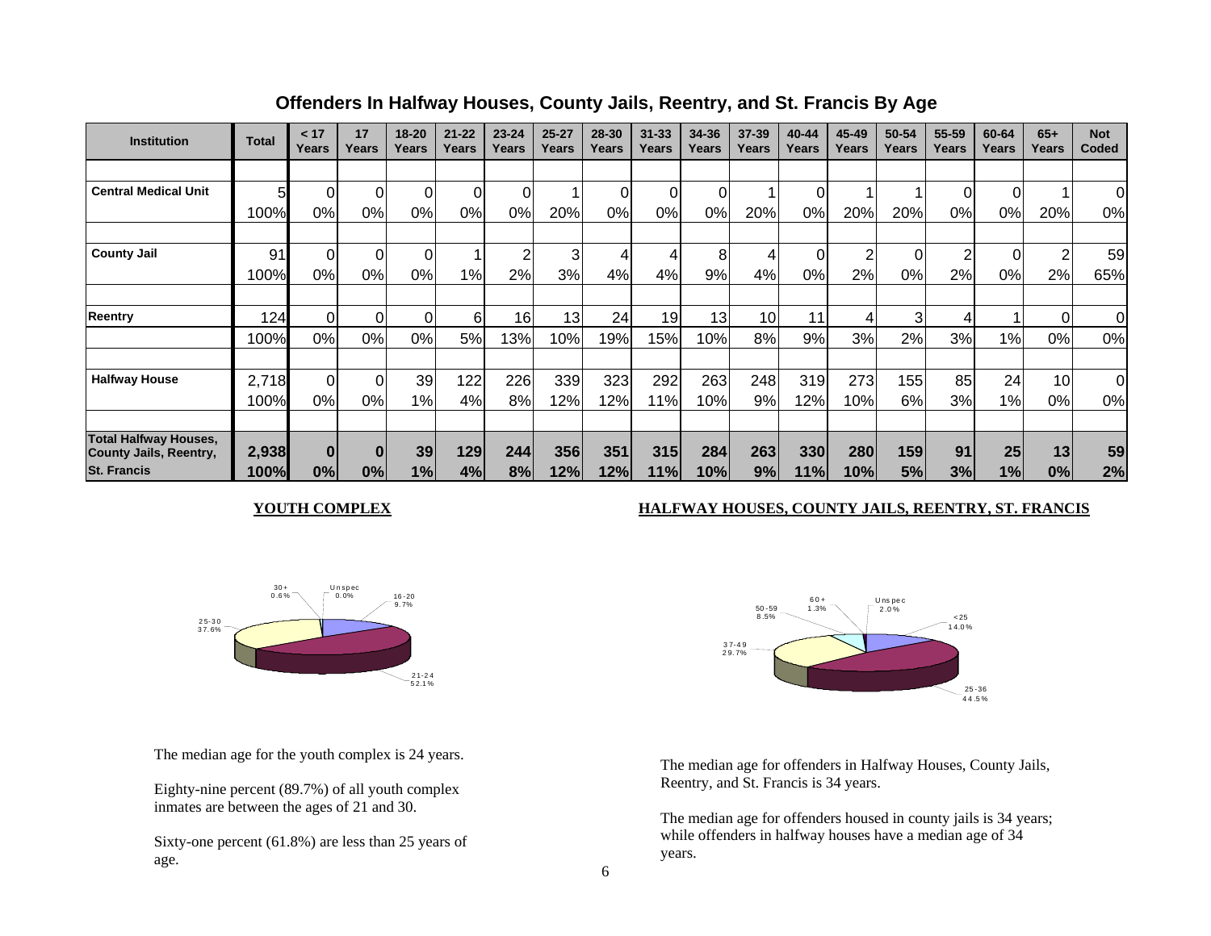# Offenders In Halfway Houses, County Jails, Reentry, and St. Francis By Age

| Institution | Total | < 17 Years | 17 Years | 18-20 Years | 21-22 Years | 23-24 Years | 25-27 Years | 28-30 Years | 31-33 Years | 34-36 Years | 37-39 Years | 40-44 Years | 45-49 Years | 50-54 Years | 55-59 Years | 60-64 Years | 65+ Years | Not Coded |
|---|---|---|---|---|---|---|---|---|---|---|---|---|---|---|---|---|---|---|
| **Central Medical Unit** | 5 | 0 | 0 | 0 | 0 | 0 | 1 | 0 | 0 | 0 | 1 | 0 | 1 | 1 | 0 | 0 | 1 | 0 |
| | 100% | 0% | 0% | 0% | 0% | 0% | 20% | 0% | 0% | 0% | 20% | 0% | 20% | 20% | 0% | 0% | 20% | 0% |
| **County Jail** | 91 | 0 | 0 | 0 | 1 | 2 | 3 | 4 | 4 | 8 | 4 | 0 | 2 | 0 | 2 | 0 | 2 | 59 |
| | 100% | 0% | 0% | 0% | 1% | 2% | 3% | 4% | 4% | 9% | 4% | 0% | 2% | 0% | 2% | 0% | 2% | 65% |
| **Reentry** | 124 | 0 | 0 | 0 | 6 | 16 | 13 | 24 | 19 | 13 | 10 | 11 | 4 | 3 | 4 | 1 | 0 | 0 |
| | 100% | 0% | 0% | 0% | 5% | 13% | 10% | 19% | 15% | 10% | 8% | 9% | 3% | 2% | 3% | 1% | 0% | 0% |
| **Halfway House** | 2,718 | 0 | 0 | 39 | 122 | 226 | 339 | 323 | 292 | 263 | 248 | 319 | 273 | 155 | 85 | 24 | 10 | 0 |
| | 100% | 0% | 0% | 1% | 4% | 8% | 12% | 12% | 11% | 10% | 9% | 12% | 10% | 6% | 3% | 1% | 0% | 0% |
| **Total Halfway Houses, County Jails, Reentry, St. Francis** | **2,938** | **0** | **0** | **39** | **129** | **244** | **356** | **351** | **315** | **284** | **263** | **330** | **280** | **159** | **91** | **25** | **13** | **59** |
| | **100%** | **0%** | **0%** | **1%** | **4%** | **8%** | **12%** | **12%** | **11%** | **10%** | **9%** | **11%** | **10%** | **5%** | **3%** | **1%** | **0%** | **2%** |

**YOUTH COMPLEX**

30+ 0.6%
Unspec 0.0%
16-20 9.7%
25-30 37.6%
21-24 52.1%

The median age for the youth complex is 24 years.

Eighty-nine percent (89.7%) of all youth complex inmates are between the ages of 21 and 30.

Sixty-one percent (61.8%) are less than 25 years of age.

**HALFWAY HOUSES, COUNTY JAILS, REENTRY, ST. FRANCIS**

60+ 1.3%
Unspec 2.0%
50-59 8.5%
<25 14.0%
37-49 29.7%
25-36 44.5%

The median age for offenders in Halfway Houses, County Jails, Reentry, and St. Francis is 34 years.

The median age for offenders housed in county jails is 34 years; while offenders in halfway houses have a median age of 34 years.